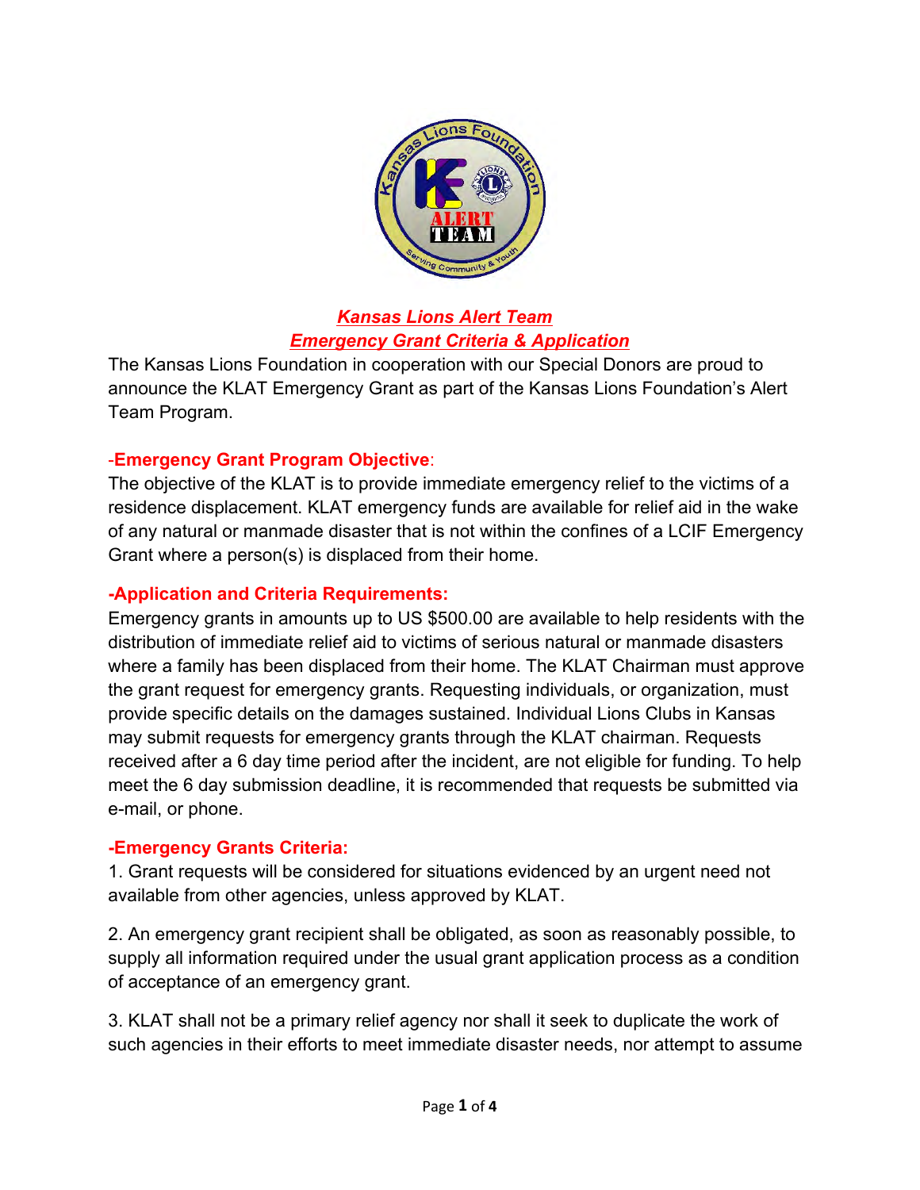# *Kansas Lions Alert Team*
## *Emergency Grant Criteria & Application*

The Kansas Lions Foundation in cooperation with our Special Donors are proud to announce the KLAT Emergency Grant as part of the Kansas Lions Foundation's Alert Team Program.

### -**Emergency Grant Program Objective**:

The objective of the KLAT is to provide immediate emergency relief to the victims of a residence displacement. KLAT emergency funds are available for relief aid in the wake of any natural or manmade disaster that is not within the confines of a LCIF Emergency Grant where a person(s) is displaced from their home.

### -Application and Criteria Requirements:

Emergency grants in amounts up to US $500.00 are available to help residents with the distribution of immediate relief aid to victims of serious natural or manmade disasters where a family has been displaced from their home. The KLAT Chairman must approve the grant request for emergency grants. Requesting individuals, or organization, must provide specific details on the damages sustained. Individual Lions Clubs in Kansas may submit requests for emergency grants through the KLAT chairman. Requests received after a 6 day time period after the incident, are not eligible for funding. To help meet the 6 day submission deadline, it is recommended that requests be submitted via e-mail, or phone.

### -Emergency Grants Criteria:

1. Grant requests will be considered for situations evidenced by an urgent need not available from other agencies, unless approved by KLAT.

2. An emergency grant recipient shall be obligated, as soon as reasonably possible, to supply all information required under the usual grant application process as a condition of acceptance of an emergency grant.

3. KLAT shall not be a primary relief agency nor shall it seek to duplicate the work of such agencies in their efforts to meet immediate disaster needs, nor attempt to assume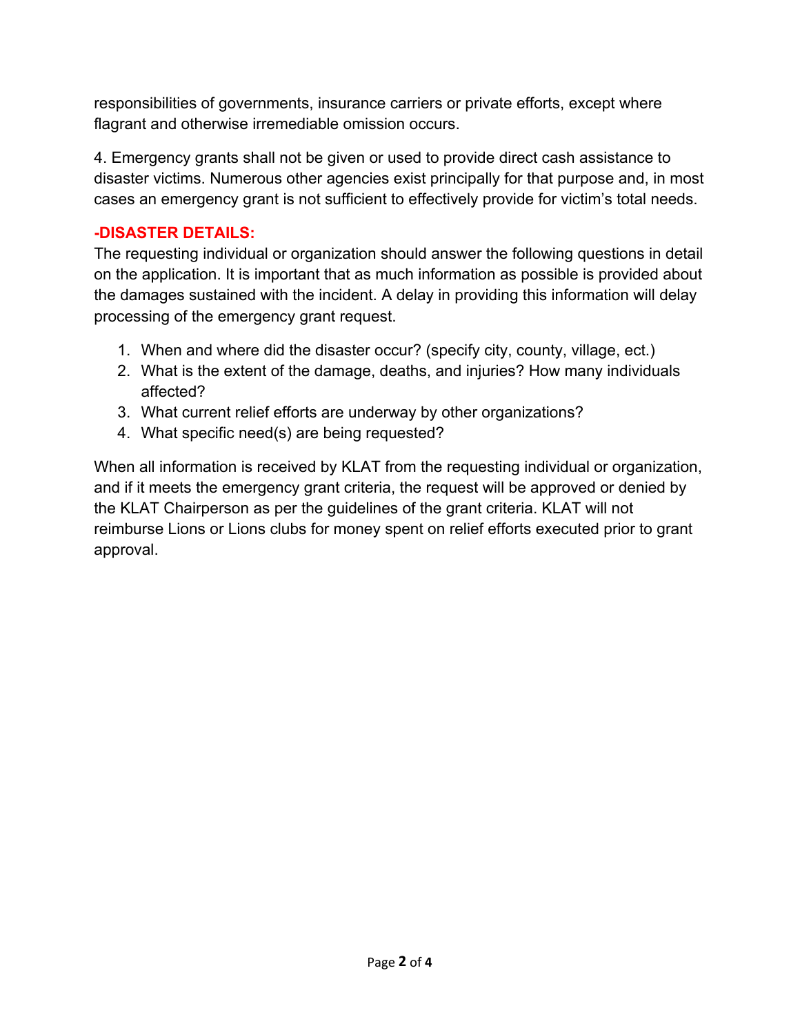responsibilities of governments, insurance carriers or private efforts, except where flagrant and otherwise irremediable omission occurs.

4. Emergency grants shall not be given or used to provide direct cash assistance to disaster victims. Numerous other agencies exist principally for that purpose and, in most cases an emergency grant is not sufficient to effectively provide for victim's total needs.

**-DISASTER DETAILS:**

The requesting individual or organization should answer the following questions in detail on the application. It is important that as much information as possible is provided about the damages sustained with the incident. A delay in providing this information will delay processing of the emergency grant request.

1. When and where did the disaster occur? (specify city, county, village, ect.)
2. What is the extent of the damage, deaths, and injuries? How many individuals affected?
3. What current relief efforts are underway by other organizations?
4. What specific need(s) are being requested?

When all information is received by KLAT from the requesting individual or organization, and if it meets the emergency grant criteria, the request will be approved or denied by the KLAT Chairperson as per the guidelines of the grant criteria. KLAT will not reimburse Lions or Lions clubs for money spent on relief efforts executed prior to grant approval.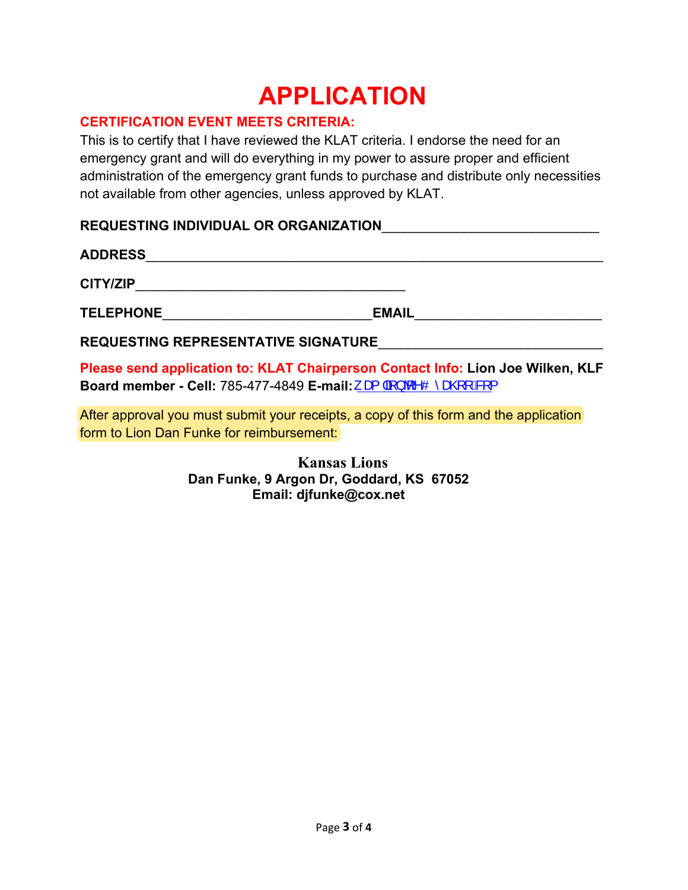# APPLICATION

**CERTIFICATION EVENT MEETS CRITERIA:**

This is to certify that I have reviewed the KLAT criteria. I endorse the need for an emergency grant and will do everything in my power to assure proper and efficient administration of the emergency grant funds to purchase and distribute only necessities not available from other agencies, unless approved by KLAT.

**REQUESTING INDIVIDUAL OR ORGANIZATION**____________________________

**ADDRESS**___________________________________________________________

**CITY/ZIP**___________________________________

**TELEPHONE**___________________________**EMAIL**________________________

**REQUESTING REPRESENTATIVE SIGNATURE**______________________________

**Please send application to: KLAT Chairperson Contact Info: Lion Joe Wilken, KLF Board member - Cell:** 785-477-4849 **E-mail:** ZDPOORQWH#\DKRR1FRP

After approval you must submit your receipts, a copy of this form and the application form to Lion Dan Funke for reimbursement:

**Kansas Lions**
**Dan Funke, 9 Argon Dr, Goddard, KS 67052**
**Email: djfunke@cox.net**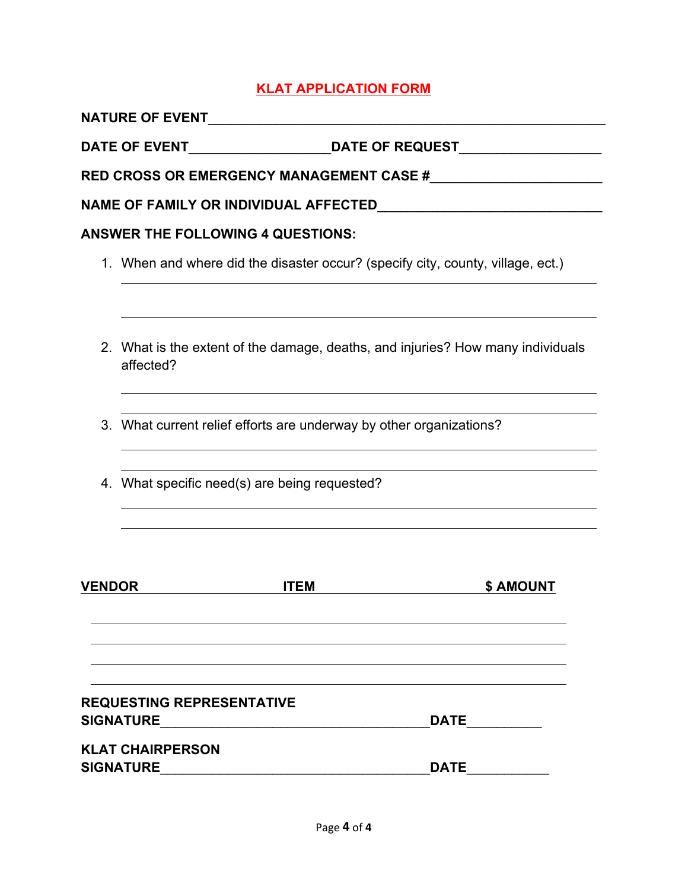# KLAT APPLICATION FORM

**NATURE OF EVENT**\_\_\_\_\_\_\_\_\_\_\_\_\_\_\_\_\_\_\_\_\_\_\_\_\_\_\_\_\_\_\_\_\_\_\_\_\_\_\_\_\_\_\_\_\_\_\_\_\_\_\_\_

**DATE OF EVENT**\_\_\_\_\_\_\_\_\_\_\_\_\_\_\_\_\_\_\_\_**DATE OF REQUEST**\_\_\_\_\_\_\_\_\_\_\_\_\_\_\_\_\_\_\_\_

**RED CROSS OR EMERGENCY MANAGEMENT CASE #**\_\_\_\_\_\_\_\_\_\_\_\_\_\_\_\_\_\_\_\_\_\_\_\_

**NAME OF FAMILY OR INDIVIDUAL AFFECTED**\_\_\_\_\_\_\_\_\_\_\_\_\_\_\_\_\_\_\_\_\_\_\_\_\_\_\_\_\_\_

**ANSWER THE FOLLOWING 4 QUESTIONS:**

1. When and where did the disaster occur? (specify city, county, village, ect.)

   \_\_\_\_\_\_\_\_\_\_\_\_\_\_\_\_\_\_\_\_\_\_\_\_\_\_\_\_\_\_\_\_\_\_\_\_\_\_\_\_\_\_\_\_\_\_\_\_\_\_\_\_\_\_\_\_\_\_

   \_\_\_\_\_\_\_\_\_\_\_\_\_\_\_\_\_\_\_\_\_\_\_\_\_\_\_\_\_\_\_\_\_\_\_\_\_\_\_\_\_\_\_\_\_\_\_\_\_\_\_\_\_\_\_\_\_\_

2. What is the extent of the damage, deaths, and injuries? How many individuals affected?

   \_\_\_\_\_\_\_\_\_\_\_\_\_\_\_\_\_\_\_\_\_\_\_\_\_\_\_\_\_\_\_\_\_\_\_\_\_\_\_\_\_\_\_\_\_\_\_\_\_\_\_\_\_\_\_\_\_\_

   \_\_\_\_\_\_\_\_\_\_\_\_\_\_\_\_\_\_\_\_\_\_\_\_\_\_\_\_\_\_\_\_\_\_\_\_\_\_\_\_\_\_\_\_\_\_\_\_\_\_\_\_\_\_\_\_\_\_

3. What current relief efforts are underway by other organizations?

   \_\_\_\_\_\_\_\_\_\_\_\_\_\_\_\_\_\_\_\_\_\_\_\_\_\_\_\_\_\_\_\_\_\_\_\_\_\_\_\_\_\_\_\_\_\_\_\_\_\_\_\_\_\_\_\_\_\_

   \_\_\_\_\_\_\_\_\_\_\_\_\_\_\_\_\_\_\_\_\_\_\_\_\_\_\_\_\_\_\_\_\_\_\_\_\_\_\_\_\_\_\_\_\_\_\_\_\_\_\_\_\_\_\_\_\_\_

4. What specific need(s) are being requested?

   \_\_\_\_\_\_\_\_\_\_\_\_\_\_\_\_\_\_\_\_\_\_\_\_\_\_\_\_\_\_\_\_\_\_\_\_\_\_\_\_\_\_\_\_\_\_\_\_\_\_\_\_\_\_\_\_\_\_

   \_\_\_\_\_\_\_\_\_\_\_\_\_\_\_\_\_\_\_\_\_\_\_\_\_\_\_\_\_\_\_\_\_\_\_\_\_\_\_\_\_\_\_\_\_\_\_\_\_\_\_\_\_\_\_\_\_\_

| VENDOR | ITEM | $ AMOUNT |
|---|---|---|
| | | |
| | | |
| | | |
| | | |

**REQUESTING REPRESENTATIVE**
**SIGNATURE**\_\_\_\_\_\_\_\_\_\_\_\_\_\_\_\_\_\_\_\_\_\_\_\_\_\_\_\_\_\_\_\_\_\_\_\_\_\_**DATE**\_\_\_\_\_\_\_\_\_\_

**KLAT CHAIRPERSON**
**SIGNATURE**\_\_\_\_\_\_\_\_\_\_\_\_\_\_\_\_\_\_\_\_\_\_\_\_\_\_\_\_\_\_\_\_\_\_\_\_\_\_**DATE**\_\_\_\_\_\_\_\_\_\_\_